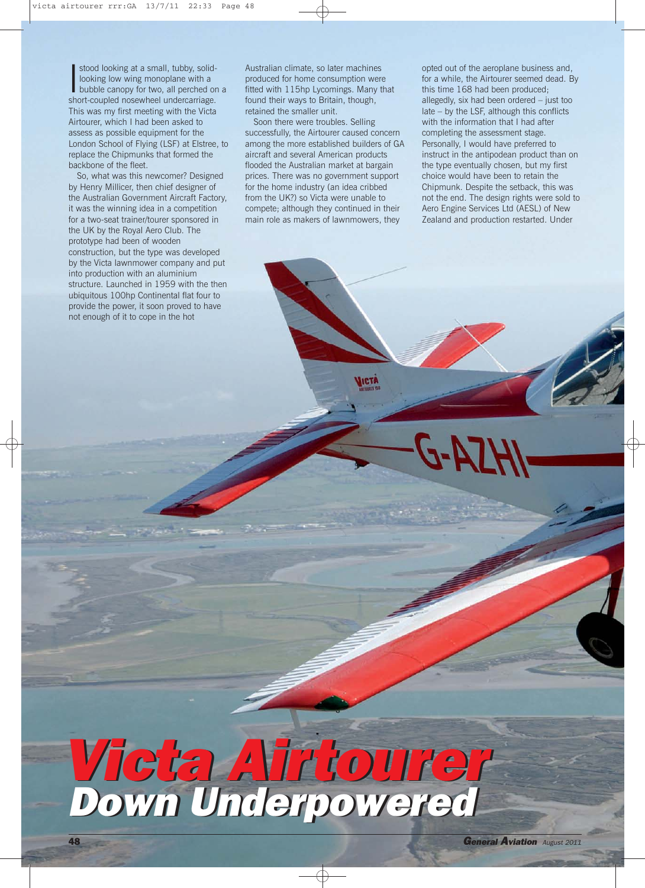# Victa Airtourer

## Down Underpowered

I stood looking at a small, tubby, solid-looking low wing monoplane with a bubble canopy for two, all perched on a short-coupled nosewheel undercarriage. This was my first meeting with the Victa Airtourer, which I had been asked to assess as possible equipment for the London School of Flying (LSF) at Elstree, to replace the Chipmunks that formed the backbone of the fleet.

So, what was this newcomer? Designed by Henry Millicer, then chief designer of the Australian Government Aircraft Factory, it was the winning idea in a competition for a two-seat trainer/tourer sponsored in the UK by the Royal Aero Club. The prototype had been of wooden construction, but the type was developed by the Victa lawnmower company and put into production with an aluminium structure. Launched in 1959 with the then ubiquitous 100hp Continental flat four to provide the power, it soon proved to have not enough of it to cope in the hot Australian climate, so later machines produced for home consumption were fitted with 115hp Lycomings. Many that found their ways to Britain, though, retained the smaller unit.

Soon there were troubles. Selling successfully, the Airtourer caused concern among the more established builders of GA aircraft and several American products flooded the Australian market at bargain prices. There was no government support for the home industry (an idea cribbed from the UK?) so Victa were unable to compete; although they continued in their main role as makers of lawnmowers, they opted out of the aeroplane business and, for a while, the Airtourer seemed dead. By this time 168 had been produced; allegedly, six had been ordered – just too late – by the LSF, although this conflicts with the information that I had after completing the assessment stage. Personally, I would have preferred to instruct in the antipodean product than on the type eventually chosen, but my first choice would have been to retain the Chipmunk. Despite the setback, this was not the end. The design rights were sold to Aero Engine Services Ltd (AESL) of New Zealand and production restarted. Under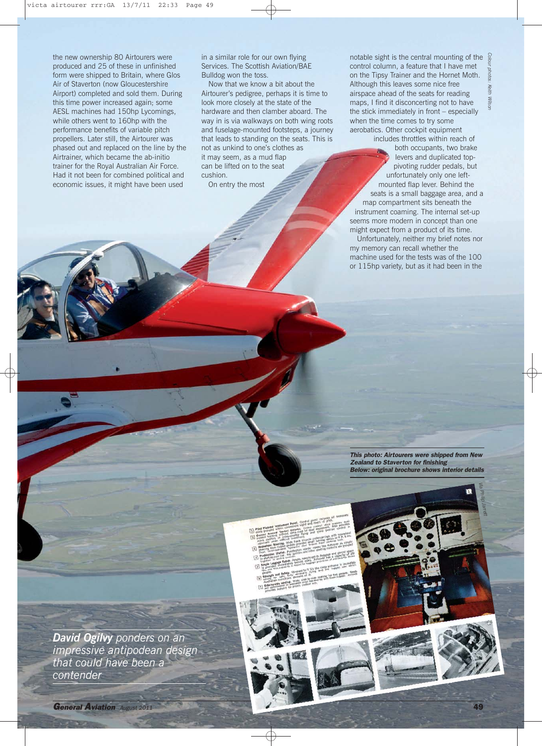the new ownership 80 Airtourers were produced and 25 of these in unfinished form were shipped to Britain, where Glos Air of Staverton (now Gloucestershire Airport) completed and sold them. During this time power increased again; some AESL machines had 150hp Lycomings, while others went to 160hp with the performance benefits of variable pitch propellers. Later still, the Airtourer was phased out and replaced on the line by the Airtrainer, which became the ab-initio trainer for the Royal Australian Air Force. Had it not been for combined political and economic issues, it might have been used in a similar role for our own flying Services. The Scottish Aviation/BAE Bulldog won the toss.

Now that we know a bit about the Airtourer's pedigree, perhaps it is time to look more closely at the state of the hardware and then clamber aboard. The way in is via walkways on both wing roots and fuselage-mounted footsteps, a journey that leads to standing on the seats. This is not as unkind to one's clothes as it may seem, as a mud flap can be lifted on to the seat cushion.

On entry the most notable sight is the central mounting of the control column, a feature that I have met on the Tipsy Trainer and the Hornet Moth. Although this leaves some nice free airspace ahead of the seats for reading maps, I find it disconcerting not to have the stick immediately in front – especially when the time comes to try some aerobatics. Other cockpit equipment includes throttles within reach of both occupants, two brake levers and duplicated top-pivoting rudder pedals, but unfortunately only one left-mounted flap lever. Behind the seats is a small baggage area, and a map compartment sits beneath the instrument coaming. The internal set-up seems more modern in concept than one might expect from a product of its time.

Unfortunately, neither my brief notes nor my memory can recall whether the machine used for the tests was of the 100 or 115hp variety, but as it had been in the

*Colour photos: Keith Wilson*

***This photo: Airtourers were shipped from New Zealand to Staverton for finishing***
***Below: original brochure shows interior details***

*Via Philip Jarrett*

***David Ogilvy** ponders on an impressive antipodean design that could have been a contender*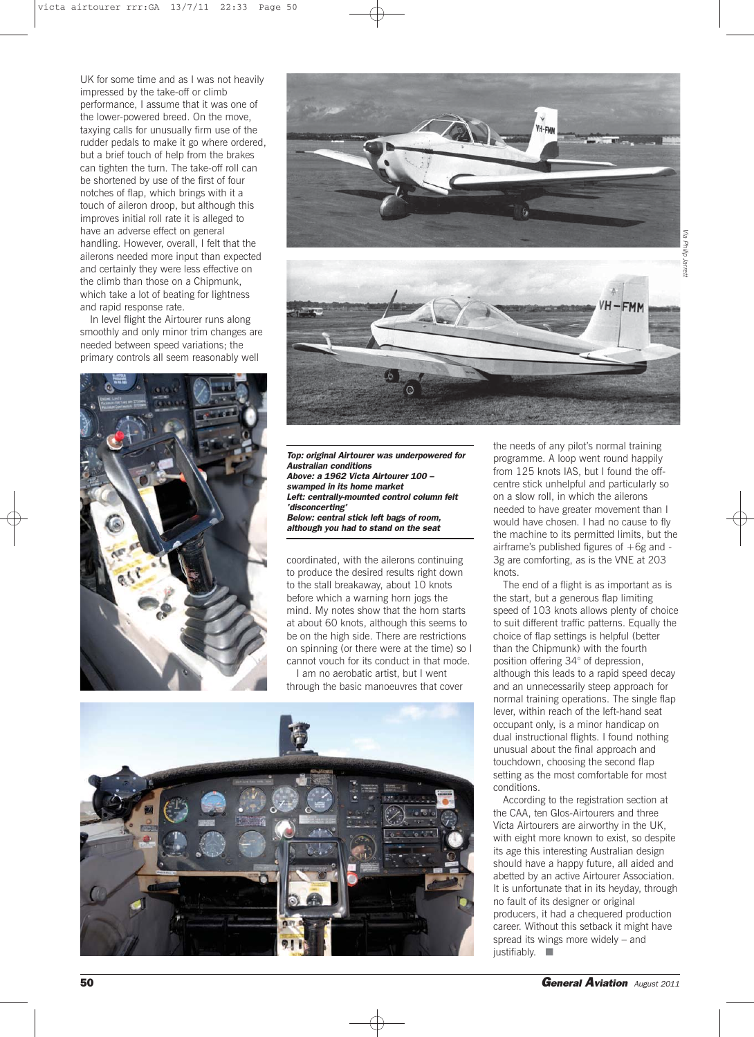UK for some time and as I was not heavily impressed by the take-off or climb performance, I assume that it was one of the lower-powered breed. On the move, taxying calls for unusually firm use of the rudder pedals to make it go where ordered, but a brief touch of help from the brakes can tighten the turn. The take-off roll can be shortened by use of the first of four notches of flap, which brings with it a touch of aileron droop, but although this improves initial roll rate it is alleged to have an adverse effect on general handling. However, overall, I felt that the ailerons needed more input than expected and certainly they were less effective on the climb than those on a Chipmunk, which take a lot of beating for lightness and rapid response rate.

In level flight the Airtourer runs along smoothly and only minor trim changes are needed between speed variations; the primary controls all seem reasonably well coordinated, with the ailerons continuing to produce the desired results right down to the stall breakaway, about 10 knots before which a warning horn jogs the mind. My notes show that the horn starts at about 60 knots, although this seems to be on the high side. There are restrictions on spinning (or there were at the time) so I cannot vouch for its conduct in that mode.

I am no aerobatic artist, but I went through the basic manoeuvres that cover the needs of any pilot's normal training programme. A loop went round happily from 125 knots IAS, but I found the off-centre stick unhelpful and particularly so on a slow roll, in which the ailerons needed to have greater movement than I would have chosen. I had no cause to fly the machine to its permitted limits, but the airframe's published figures of +6g and -3g are comforting, as is the VNE at 203 knots.

The end of a flight is as important as is the start, but a generous flap limiting speed of 103 knots allows plenty of choice to suit different traffic patterns. Equally the choice of flap settings is helpful (better than the Chipmunk) with the fourth position offering 34° of depression, although this leads to a rapid speed decay and an unnecessarily steep approach for normal training operations. The single flap lever, within reach of the left-hand seat occupant only, is a minor handicap on dual instructional flights. I found nothing unusual about the final approach and touchdown, choosing the second flap setting as the most comfortable for most conditions.

According to the registration section at the CAA, ten Glos-Airtourers and three Victa Airtourers are airworthy in the UK, with eight more known to exist, so despite its age this interesting Australian design should have a happy future, all aided and abetted by an active Airtourer Association. It is unfortunate that in its heyday, through no fault of its designer or original producers, it had a chequered production career. Without this setback it might have spread its wings more widely – and justifiably. ■

***Top: original Airtourer was underpowered for Australian conditions***
***Above: a 1962 Victa Airtourer 100 – swamped in its home market***
***Left: centrally-mounted control column felt 'disconcerting'***
***Below: central stick left bags of room, although you had to stand on the seat***

*Via Philip Jarrett*